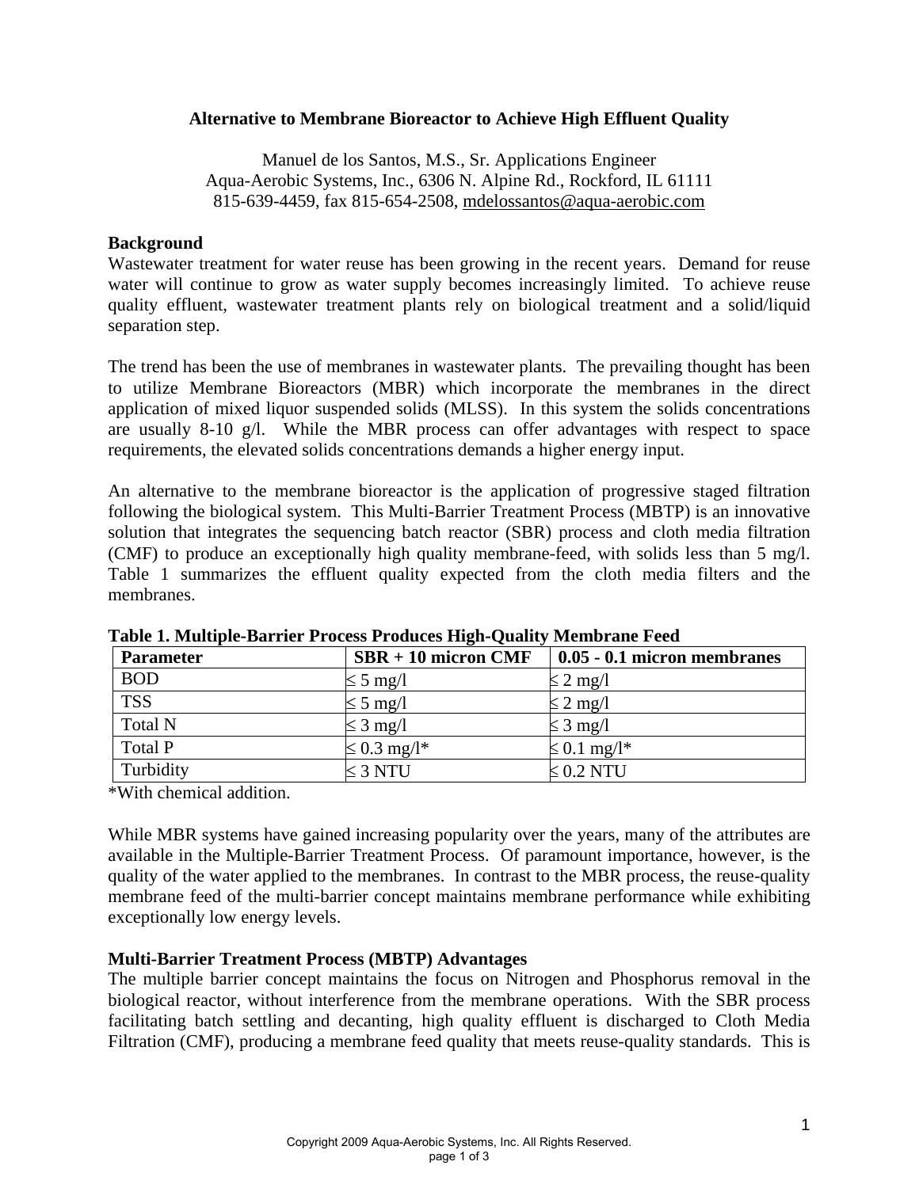# Alternative to Membrane Bioreactor to Achieve High Effluent Quality

Manuel de los Santos, M.S., Sr. Applications Engineer
Aqua-Aerobic Systems, Inc., 6306 N. Alpine Rd., Rockford, IL 61111
815-639-4459, fax 815-654-2508, mdelossantos@aqua-aerobic.com

## Background

Wastewater treatment for water reuse has been growing in the recent years. Demand for reuse water will continue to grow as water supply becomes increasingly limited. To achieve reuse quality effluent, wastewater treatment plants rely on biological treatment and a solid/liquid separation step.

The trend has been the use of membranes in wastewater plants. The prevailing thought has been to utilize Membrane Bioreactors (MBR) which incorporate the membranes in the direct application of mixed liquor suspended solids (MLSS). In this system the solids concentrations are usually 8-10 g/l. While the MBR process can offer advantages with respect to space requirements, the elevated solids concentrations demands a higher energy input.

An alternative to the membrane bioreactor is the application of progressive staged filtration following the biological system. This Multi-Barrier Treatment Process (MBTP) is an innovative solution that integrates the sequencing batch reactor (SBR) process and cloth media filtration (CMF) to produce an exceptionally high quality membrane-feed, with solids less than 5 mg/l. Table 1 summarizes the effluent quality expected from the cloth media filters and the membranes.

**Table 1. Multiple-Barrier Process Produces High-Quality Membrane Feed**

| Parameter | SBR + 10 micron CMF | 0.05 - 0.1 micron membranes |
|---|---|---|
| BOD | ≤ 5 mg/l | ≤ 2 mg/l |
| TSS | ≤ 5 mg/l | ≤ 2 mg/l |
| Total N | ≤ 3 mg/l | ≤ 3 mg/l |
| Total P | ≤ 0.3 mg/l* | ≤ 0.1 mg/l* |
| Turbidity | ≤ 3 NTU | ≤ 0.2 NTU |

*With chemical addition.

While MBR systems have gained increasing popularity over the years, many of the attributes are available in the Multiple-Barrier Treatment Process. Of paramount importance, however, is the quality of the water applied to the membranes. In contrast to the MBR process, the reuse-quality membrane feed of the multi-barrier concept maintains membrane performance while exhibiting exceptionally low energy levels.

## Multi-Barrier Treatment Process (MBTP) Advantages

The multiple barrier concept maintains the focus on Nitrogen and Phosphorus removal in the biological reactor, without interference from the membrane operations. With the SBR process facilitating batch settling and decanting, high quality effluent is discharged to Cloth Media Filtration (CMF), producing a membrane feed quality that meets reuse-quality standards. This is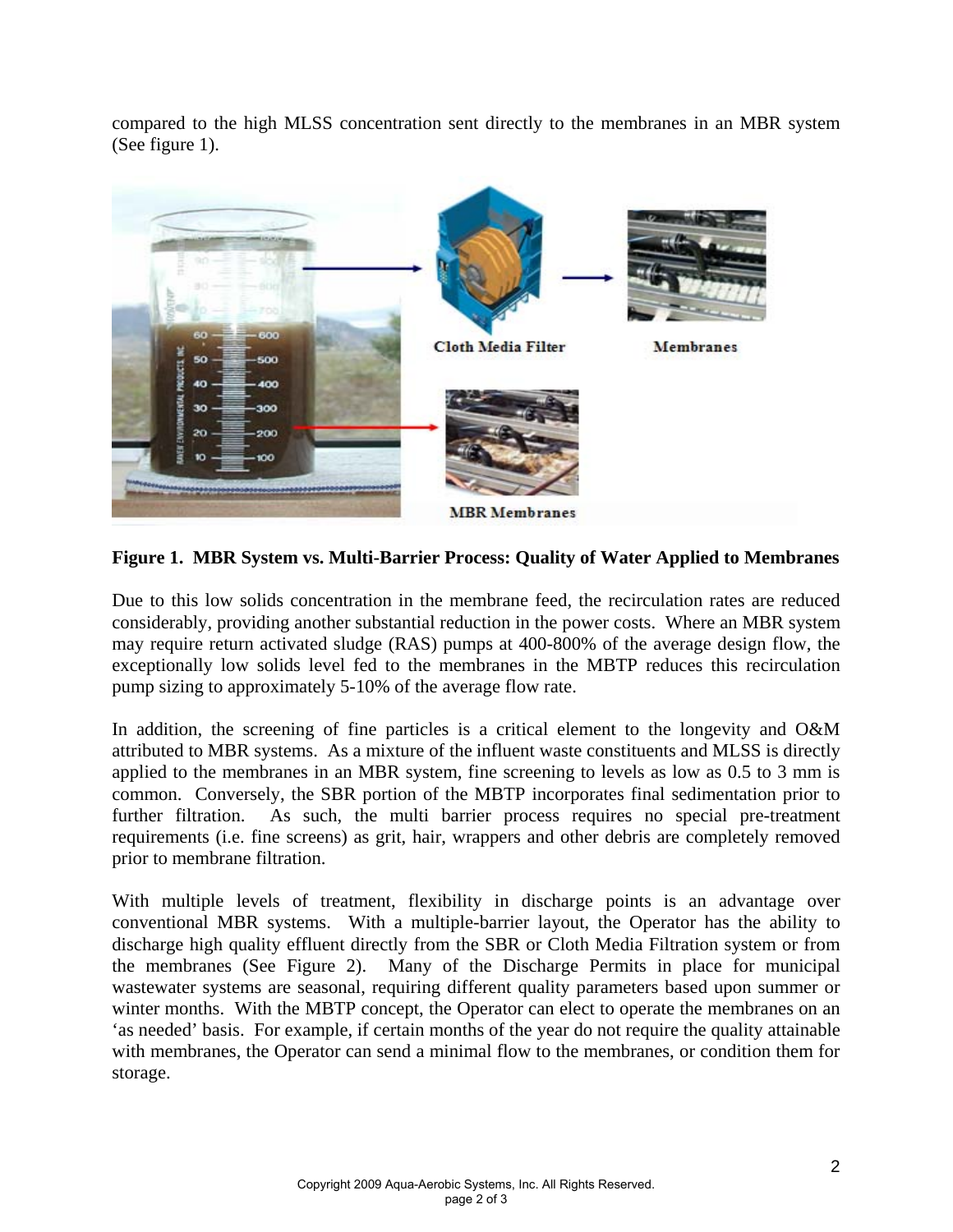compared to the high MLSS concentration sent directly to the membranes in an MBR system (See figure 1).

**Figure 1. MBR System vs. Multi-Barrier Process: Quality of Water Applied to Membranes**

Due to this low solids concentration in the membrane feed, the recirculation rates are reduced considerably, providing another substantial reduction in the power costs. Where an MBR system may require return activated sludge (RAS) pumps at 400-800% of the average design flow, the exceptionally low solids level fed to the membranes in the MBTP reduces this recirculation pump sizing to approximately 5-10% of the average flow rate.

In addition, the screening of fine particles is a critical element to the longevity and O&M attributed to MBR systems. As a mixture of the influent waste constituents and MLSS is directly applied to the membranes in an MBR system, fine screening to levels as low as 0.5 to 3 mm is common. Conversely, the SBR portion of the MBTP incorporates final sedimentation prior to further filtration. As such, the multi barrier process requires no special pre-treatment requirements (i.e. fine screens) as grit, hair, wrappers and other debris are completely removed prior to membrane filtration.

With multiple levels of treatment, flexibility in discharge points is an advantage over conventional MBR systems. With a multiple-barrier layout, the Operator has the ability to discharge high quality effluent directly from the SBR or Cloth Media Filtration system or from the membranes (See Figure 2). Many of the Discharge Permits in place for municipal wastewater systems are seasonal, requiring different quality parameters based upon summer or winter months. With the MBTP concept, the Operator can elect to operate the membranes on an 'as needed' basis. For example, if certain months of the year do not require the quality attainable with membranes, the Operator can send a minimal flow to the membranes, or condition them for storage.

Copyright 2009 Aqua-Aerobic Systems, Inc. All Rights Reserved.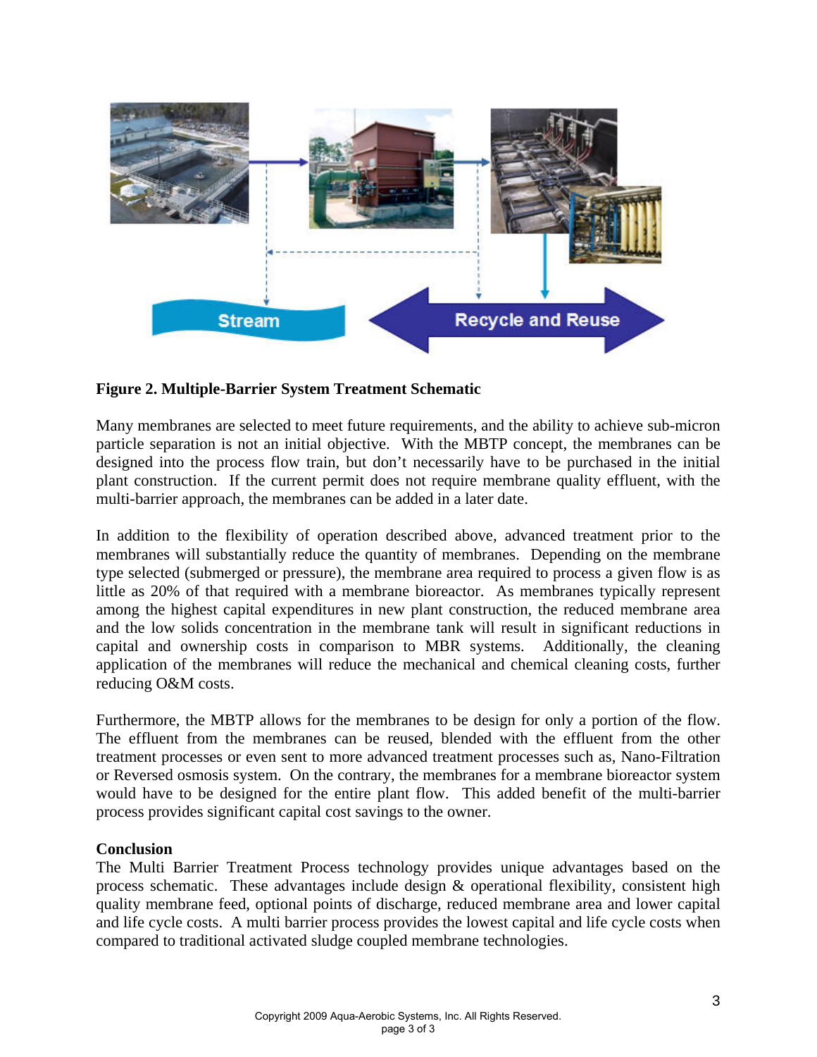Stream

Recycle and Reuse

**Figure 2. Multiple-Barrier System Treatment Schematic**

Many membranes are selected to meet future requirements, and the ability to achieve sub-micron particle separation is not an initial objective. With the MBTP concept, the membranes can be designed into the process flow train, but don't necessarily have to be purchased in the initial plant construction. If the current permit does not require membrane quality effluent, with the multi-barrier approach, the membranes can be added in a later date.

In addition to the flexibility of operation described above, advanced treatment prior to the membranes will substantially reduce the quantity of membranes. Depending on the membrane type selected (submerged or pressure), the membrane area required to process a given flow is as little as 20% of that required with a membrane bioreactor. As membranes typically represent among the highest capital expenditures in new plant construction, the reduced membrane area and the low solids concentration in the membrane tank will result in significant reductions in capital and ownership costs in comparison to MBR systems. Additionally, the cleaning application of the membranes will reduce the mechanical and chemical cleaning costs, further reducing O&M costs.

Furthermore, the MBTP allows for the membranes to be design for only a portion of the flow. The effluent from the membranes can be reused, blended with the effluent from the other treatment processes or even sent to more advanced treatment processes such as, Nano-Filtration or Reversed osmosis system. On the contrary, the membranes for a membrane bioreactor system would have to be designed for the entire plant flow. This added benefit of the multi-barrier process provides significant capital cost savings to the owner.

**Conclusion**

The Multi Barrier Treatment Process technology provides unique advantages based on the process schematic. These advantages include design & operational flexibility, consistent high quality membrane feed, optional points of discharge, reduced membrane area and lower capital and life cycle costs. A multi barrier process provides the lowest capital and life cycle costs when compared to traditional activated sludge coupled membrane technologies.

Copyright 2009 Aqua-Aerobic Systems, Inc. All Rights Reserved.